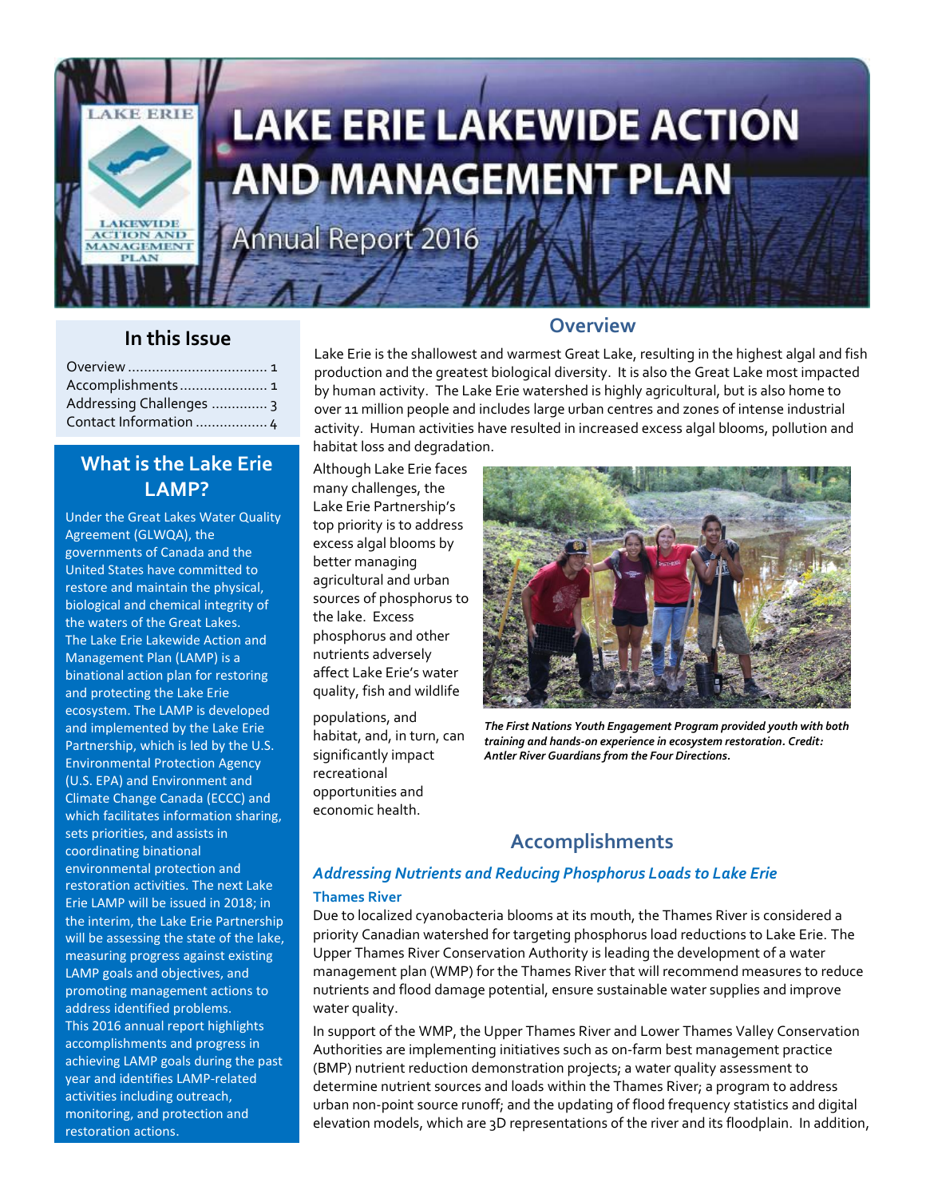// 
# LAKE ERIE LAKEWIDE ACTION AND MANAGEMENT PLAN

Annual Report 2016

## In this Issue

- Overview .................................. 1
- Accomplishments...................... 1
- Addressing Challenges .............. 3
- Contact Information .................. 4

## What is the Lake Erie LAMP?

Under the Great Lakes Water Quality Agreement (GLWQA), the governments of Canada and the United States have committed to restore and maintain the physical, biological and chemical integrity of the waters of the Great Lakes. The Lake Erie Lakewide Action and Management Plan (LAMP) is a binational action plan for restoring and protecting the Lake Erie ecosystem. The LAMP is developed and implemented by the Lake Erie Partnership, which is led by the U.S. Environmental Protection Agency (U.S. EPA) and Environment and Climate Change Canada (ECCC) and which facilitates information sharing, sets priorities, and assists in coordinating binational environmental protection and restoration activities. The next Lake Erie LAMP will be issued in 2018; in the interim, the Lake Erie Partnership will be assessing the state of the lake, measuring progress against existing LAMP goals and objectives, and promoting management actions to address identified problems. This 2016 annual report highlights accomplishments and progress in achieving LAMP goals during the past year and identifies LAMP-related activities including outreach, monitoring, and protection and restoration actions.

## Overview

Lake Erie is the shallowest and warmest Great Lake, resulting in the highest algal and fish production and the greatest biological diversity. It is also the Great Lake most impacted by human activity. The Lake Erie watershed is highly agricultural, but is also home to over 11 million people and includes large urban centres and zones of intense industrial activity. Human activities have resulted in increased excess algal blooms, pollution and habitat loss and degradation.

Although Lake Erie faces many challenges, the Lake Erie Partnership's top priority is to address excess algal blooms by better managing agricultural and urban sources of phosphorus to the lake. Excess phosphorus and other nutrients adversely affect Lake Erie's water quality, fish and wildlife populations, and habitat, and, in turn, can significantly impact recreational opportunities and economic health.

***The First Nations Youth Engagement Program provided youth with both training and hands-on experience in ecosystem restoration. Credit: Antler River Guardians from the Four Directions.***

## Accomplishments

### *Addressing Nutrients and Reducing Phosphorus Loads to Lake Erie*

#### Thames River

Due to localized cyanobacteria blooms at its mouth, the Thames River is considered a priority Canadian watershed for targeting phosphorus load reductions to Lake Erie. The Upper Thames River Conservation Authority is leading the development of a water management plan (WMP) for the Thames River that will recommend measures to reduce nutrients and flood damage potential, ensure sustainable water supplies and improve water quality.

In support of the WMP, the Upper Thames River and Lower Thames Valley Conservation Authorities are implementing initiatives such as on-farm best management practice (BMP) nutrient reduction demonstration projects; a water quality assessment to determine nutrient sources and loads within the Thames River; a program to address urban non-point source runoff; and the updating of flood frequency statistics and digital elevation models, which are 3D representations of the river and its floodplain. In addition,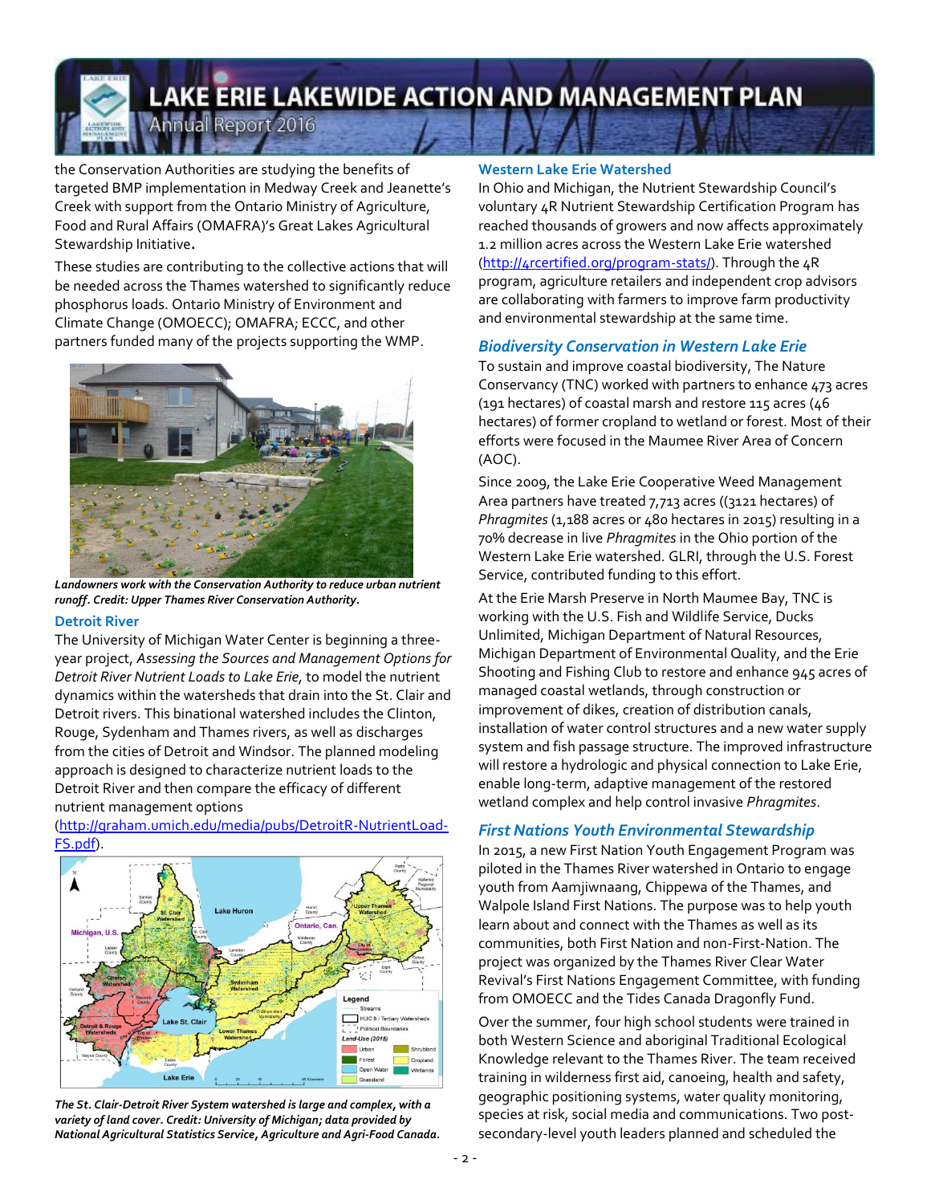the Conservation Authorities are studying the benefits of targeted BMP implementation in Medway Creek and Jeanette's Creek with support from the Ontario Ministry of Agriculture, Food and Rural Affairs (OMAFRA)'s Great Lakes Agricultural Stewardship Initiative**.**

These studies are contributing to the collective actions that will be needed across the Thames watershed to significantly reduce phosphorus loads. Ontario Ministry of Environment and Climate Change (OMOECC); OMAFRA; ECCC, and other partners funded many of the projects supporting the WMP.

***Landowners work with the Conservation Authority to reduce urban nutrient runoff. Credit: Upper Thames River Conservation Authority.***

### Detroit River

The University of Michigan Water Center is beginning a three-year project, *Assessing the Sources and Management Options for Detroit River Nutrient Loads to Lake Erie*, to model the nutrient dynamics within the watersheds that drain into the St. Clair and Detroit rivers. This binational watershed includes the Clinton, Rouge, Sydenham and Thames rivers, as well as discharges from the cities of Detroit and Windsor. The planned modeling approach is designed to characterize nutrient loads to the Detroit River and then compare the efficacy of different nutrient management options (http://graham.umich.edu/media/pubs/DetroitR-NutrientLoad-FS.pdf).

***The St. Clair-Detroit River System watershed is large and complex, with a variety of land cover. Credit: University of Michigan; data provided by National Agricultural Statistics Service, Agriculture and Agri-Food Canada.***

### Western Lake Erie Watershed

In Ohio and Michigan, the Nutrient Stewardship Council's voluntary 4R Nutrient Stewardship Certification Program has reached thousands of growers and now affects approximately 1.2 million acres across the Western Lake Erie watershed (http://4rcertified.org/program-stats/). Through the 4R program, agriculture retailers and independent crop advisors are collaborating with farmers to improve farm productivity and environmental stewardship at the same time.

## *Biodiversity Conservation in Western Lake Erie*

To sustain and improve coastal biodiversity, The Nature Conservancy (TNC) worked with partners to enhance 473 acres (191 hectares) of coastal marsh and restore 115 acres (46 hectares) of former cropland to wetland or forest. Most of their efforts were focused in the Maumee River Area of Concern (AOC).

Since 2009, the Lake Erie Cooperative Weed Management Area partners have treated 7,713 acres ((3121 hectares) of *Phragmites* (1,188 acres or 480 hectares in 2015) resulting in a 70% decrease in live *Phragmites* in the Ohio portion of the Western Lake Erie watershed. GLRI, through the U.S. Forest Service, contributed funding to this effort.

At the Erie Marsh Preserve in North Maumee Bay, TNC is working with the U.S. Fish and Wildlife Service, Ducks Unlimited, Michigan Department of Natural Resources, Michigan Department of Environmental Quality, and the Erie Shooting and Fishing Club to restore and enhance 945 acres of managed coastal wetlands, through construction or improvement of dikes, creation of distribution canals, installation of water control structures and a new water supply system and fish passage structure. The improved infrastructure will restore a hydrologic and physical connection to Lake Erie, enable long-term, adaptive management of the restored wetland complex and help control invasive *Phragmites*.

## *First Nations Youth Environmental Stewardship*

In 2015, a new First Nation Youth Engagement Program was piloted in the Thames River watershed in Ontario to engage youth from Aamjiwnaang, Chippewa of the Thames, and Walpole Island First Nations. The purpose was to help youth learn about and connect with the Thames as well as its communities, both First Nation and non-First-Nation. The project was organized by the Thames River Clear Water Revival's First Nations Engagement Committee, with funding from OMOECC and the Tides Canada Dragonfly Fund.

Over the summer, four high school students were trained in both Western Science and aboriginal Traditional Ecological Knowledge relevant to the Thames River. The team received training in wilderness first aid, canoeing, health and safety, geographic positioning systems, water quality monitoring, species at risk, social media and communications. Two post-secondary-level youth leaders planned and scheduled the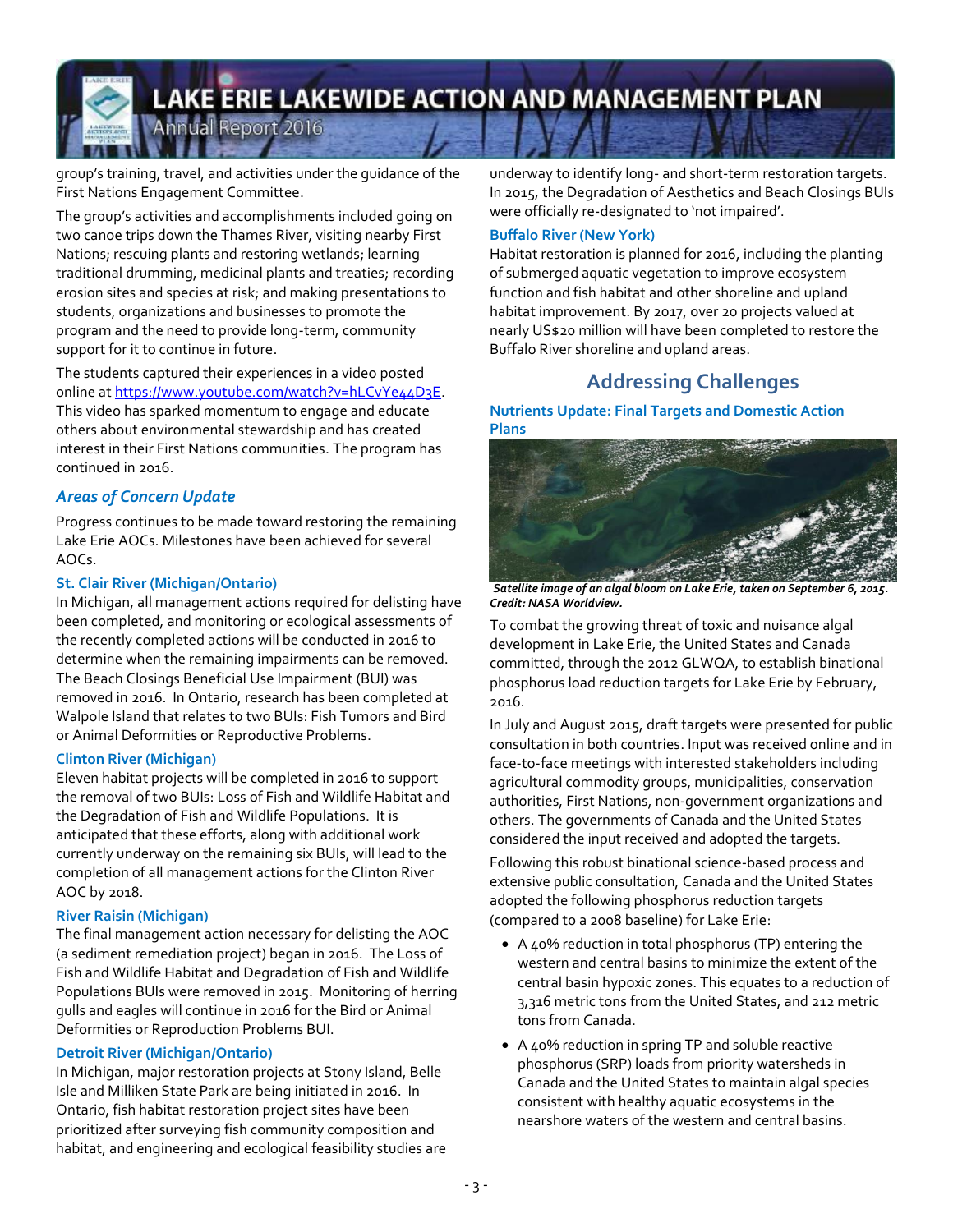group's training, travel, and activities under the guidance of the First Nations Engagement Committee.

The group's activities and accomplishments included going on two canoe trips down the Thames River, visiting nearby First Nations; rescuing plants and restoring wetlands; learning traditional drumming, medicinal plants and treaties; recording erosion sites and species at risk; and making presentations to students, organizations and businesses to promote the program and the need to provide long-term, community support for it to continue in future.

The students captured their experiences in a video posted online at https://www.youtube.com/watch?v=hLCvYe44D3E. This video has sparked momentum to engage and educate others about environmental stewardship and has created interest in their First Nations communities. The program has continued in 2016.

### *Areas of Concern Update*

Progress continues to be made toward restoring the remaining Lake Erie AOCs. Milestones have been achieved for several AOCs.

#### St. Clair River (Michigan/Ontario)

In Michigan, all management actions required for delisting have been completed, and monitoring or ecological assessments of the recently completed actions will be conducted in 2016 to determine when the remaining impairments can be removed. The Beach Closings Beneficial Use Impairment (BUI) was removed in 2016. In Ontario, research has been completed at Walpole Island that relates to two BUIs: Fish Tumors and Bird or Animal Deformities or Reproductive Problems.

#### Clinton River (Michigan)

Eleven habitat projects will be completed in 2016 to support the removal of two BUIs: Loss of Fish and Wildlife Habitat and the Degradation of Fish and Wildlife Populations. It is anticipated that these efforts, along with additional work currently underway on the remaining six BUIs, will lead to the completion of all management actions for the Clinton River AOC by 2018.

#### River Raisin (Michigan)

The final management action necessary for delisting the AOC (a sediment remediation project) began in 2016. The Loss of Fish and Wildlife Habitat and Degradation of Fish and Wildlife Populations BUIs were removed in 2015. Monitoring of herring gulls and eagles will continue in 2016 for the Bird or Animal Deformities or Reproduction Problems BUI.

#### Detroit River (Michigan/Ontario)

In Michigan, major restoration projects at Stony Island, Belle Isle and Milliken State Park are being initiated in 2016. In Ontario, fish habitat restoration project sites have been prioritized after surveying fish community composition and habitat, and engineering and ecological feasibility studies are underway to identify long- and short-term restoration targets. In 2015, the Degradation of Aesthetics and Beach Closings BUIs were officially re-designated to 'not impaired'.

#### Buffalo River (New York)

Habitat restoration is planned for 2016, including the planting of submerged aquatic vegetation to improve ecosystem function and fish habitat and other shoreline and upland habitat improvement. By 2017, over 20 projects valued at nearly US$20 million will have been completed to restore the Buffalo River shoreline and upland areas.

## Addressing Challenges

#### Nutrients Update: Final Targets and Domestic Action Plans

***Satellite image of an algal bloom on Lake Erie, taken on September 6, 2015. Credit: NASA Worldview.***

To combat the growing threat of toxic and nuisance algal development in Lake Erie, the United States and Canada committed, through the 2012 GLWQA, to establish binational phosphorus load reduction targets for Lake Erie by February, 2016.

In July and August 2015, draft targets were presented for public consultation in both countries. Input was received online and in face-to-face meetings with interested stakeholders including agricultural commodity groups, municipalities, conservation authorities, First Nations, non-government organizations and others. The governments of Canada and the United States considered the input received and adopted the targets.

Following this robust binational science-based process and extensive public consultation, Canada and the United States adopted the following phosphorus reduction targets (compared to a 2008 baseline) for Lake Erie:

- A 40% reduction in total phosphorus (TP) entering the western and central basins to minimize the extent of the central basin hypoxic zones. This equates to a reduction of 3,316 metric tons from the United States, and 212 metric tons from Canada.
- A 40% reduction in spring TP and soluble reactive phosphorus (SRP) loads from priority watersheds in Canada and the United States to maintain algal species consistent with healthy aquatic ecosystems in the nearshore waters of the western and central basins.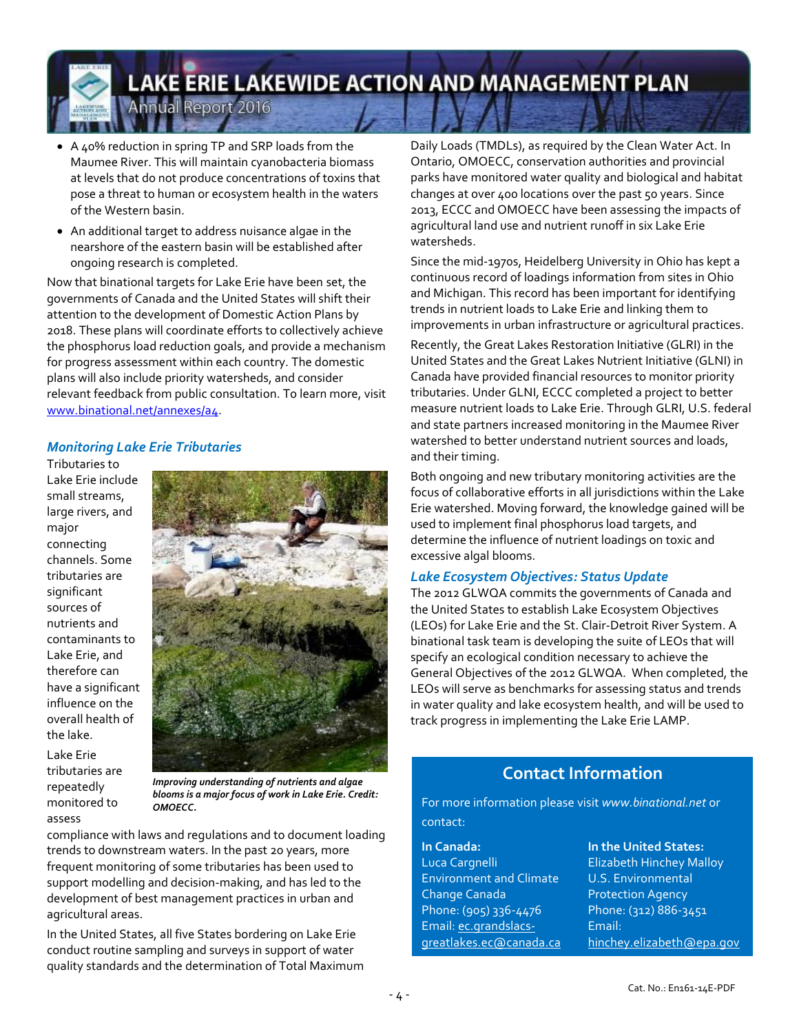- A 40% reduction in spring TP and SRP loads from the Maumee River. This will maintain cyanobacteria biomass at levels that do not produce concentrations of toxins that pose a threat to human or ecosystem health in the waters of the Western basin.
- An additional target to address nuisance algae in the nearshore of the eastern basin will be established after ongoing research is completed.

Now that binational targets for Lake Erie have been set, the governments of Canada and the United States will shift their attention to the development of Domestic Action Plans by 2018. These plans will coordinate efforts to collectively achieve the phosphorus load reduction goals, and provide a mechanism for progress assessment within each country. The domestic plans will also include priority watersheds, and consider relevant feedback from public consultation. To learn more, visit www.binational.net/annexes/a4.

### *Monitoring Lake Erie Tributaries*

Tributaries to Lake Erie include small streams, large rivers, and major connecting channels. Some tributaries are significant sources of nutrients and contaminants to Lake Erie, and therefore can have a significant influence on the overall health of the lake.

*Improving understanding of nutrients and algae blooms is a major focus of work in Lake Erie. Credit: OMOECC.*

Lake Erie tributaries are repeatedly monitored to assess compliance with laws and regulations and to document loading trends to downstream waters. In the past 20 years, more frequent monitoring of some tributaries has been used to support modelling and decision-making, and has led to the development of best management practices in urban and agricultural areas.

In the United States, all five States bordering on Lake Erie conduct routine sampling and surveys in support of water quality standards and the determination of Total Maximum Daily Loads (TMDLs), as required by the Clean Water Act. In Ontario, OMOECC, conservation authorities and provincial parks have monitored water quality and biological and habitat changes at over 400 locations over the past 50 years. Since 2013, ECCC and OMOECC have been assessing the impacts of agricultural land use and nutrient runoff in six Lake Erie watersheds.

Since the mid-1970s, Heidelberg University in Ohio has kept a continuous record of loadings information from sites in Ohio and Michigan. This record has been important for identifying trends in nutrient loads to Lake Erie and linking them to improvements in urban infrastructure or agricultural practices.

Recently, the Great Lakes Restoration Initiative (GLRI) in the United States and the Great Lakes Nutrient Initiative (GLNI) in Canada have provided financial resources to monitor priority tributaries. Under GLNI, ECCC completed a project to better measure nutrient loads to Lake Erie. Through GLRI, U.S. federal and state partners increased monitoring in the Maumee River watershed to better understand nutrient sources and loads, and their timing.

Both ongoing and new tributary monitoring activities are the focus of collaborative efforts in all jurisdictions within the Lake Erie watershed. Moving forward, the knowledge gained will be used to implement final phosphorus load targets, and determine the influence of nutrient loadings on toxic and excessive algal blooms.

### *Lake Ecosystem Objectives: Status Update*

The 2012 GLWQA commits the governments of Canada and the United States to establish Lake Ecosystem Objectives (LEOs) for Lake Erie and the St. Clair-Detroit River System. A binational task team is developing the suite of LEOs that will specify an ecological condition necessary to achieve the General Objectives of the 2012 GLWQA. When completed, the LEOs will serve as benchmarks for assessing status and trends in water quality and lake ecosystem health, and will be used to track progress in implementing the Lake Erie LAMP.

## Contact Information

For more information please visit *www.binational.net* or contact:

**In Canada:**
Luca Cargnelli
Environment and Climate Change Canada
Phone: (905) 336-4476
Email: ec.grandslacs-greatlakes.ec@canada.ca

**In the United States:**
Elizabeth Hinchey Malloy
U.S. Environmental Protection Agency
Phone: (312) 886-3451
Email: hinchey.elizabeth@epa.gov

Cat. No.: En161-14E-PDF